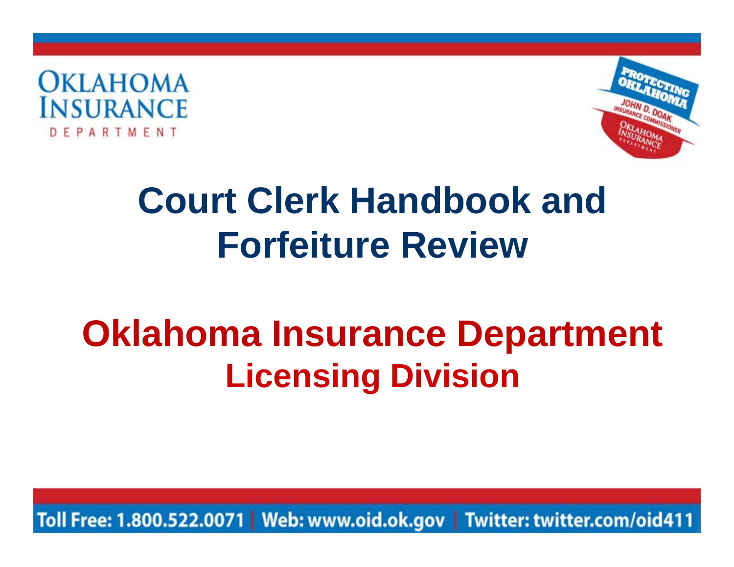OKLAHOMA INSURANCE DEPARTMENT

PROTECTING OKLAHOMA
JOHN D. DOAK
INSURANCE COMMISSIONER
OKLAHOMA INSURANCE DEPARTMENT

# Court Clerk Handbook and Forfeiture Review

## Oklahoma Insurance Department
### Licensing Division

Toll Free: 1.800.522.0071 | Web: www.oid.ok.gov | Twitter: twitter.com/oid411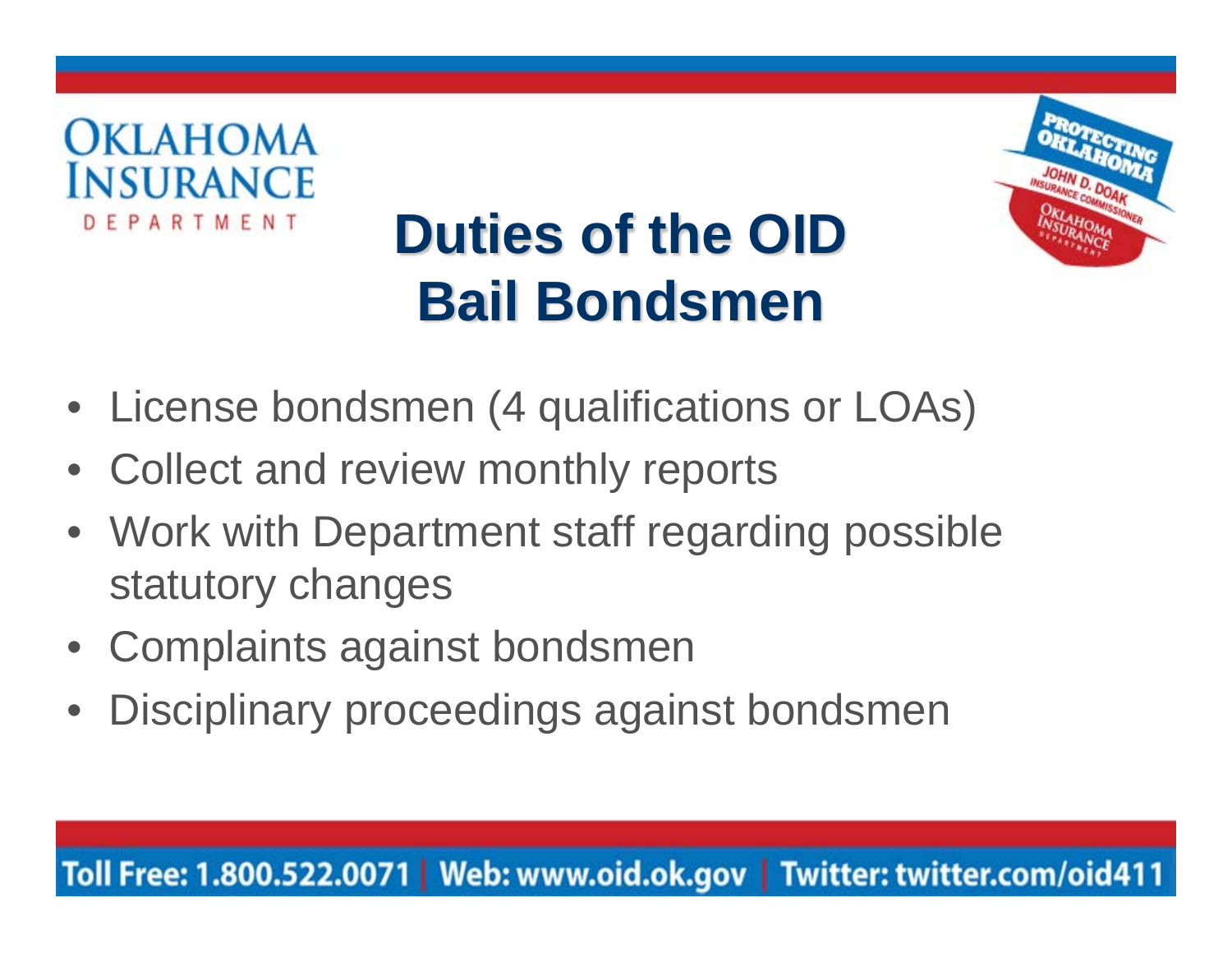# Duties of the OID Bail Bondsmen

- License bondsmen (4 qualifications or LOAs)
- Collect and review monthly reports
- Work with Department staff regarding possible statutory changes
- Complaints against bondsmen
- Disciplinary proceedings against bondsmen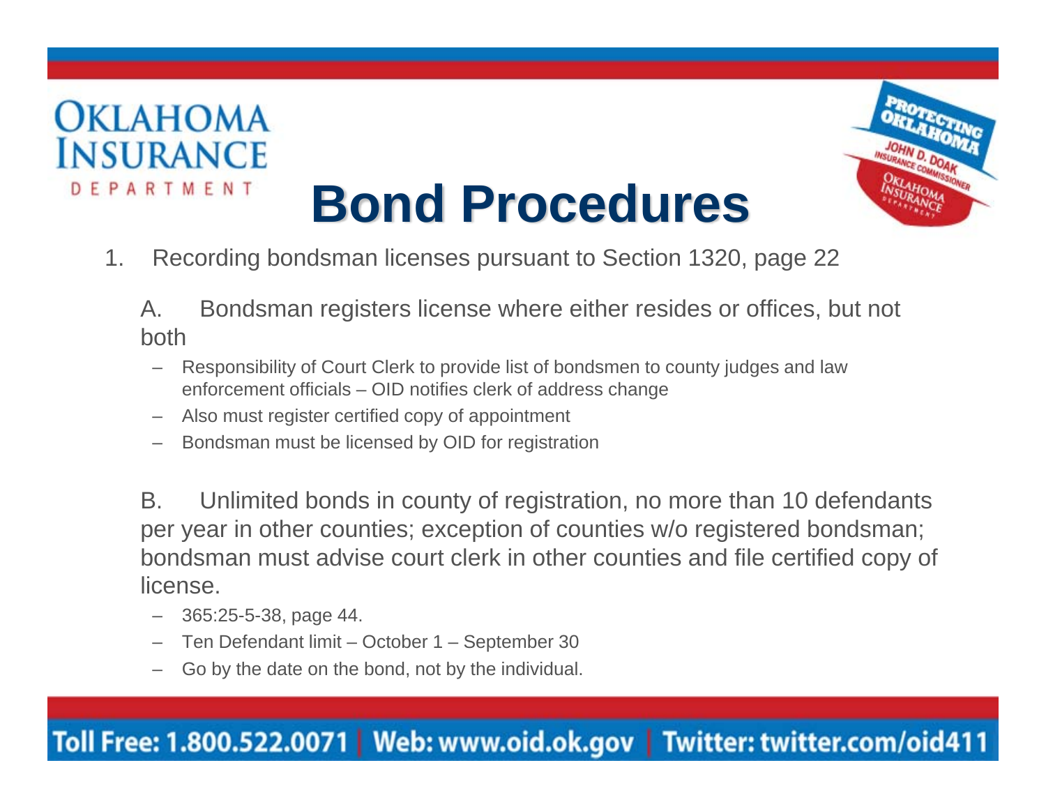# Bond Procedures

1. Recording bondsman licenses pursuant to Section 1320, page 22

   A. Bondsman registers license where either resides or offices, but not both

   - Responsibility of Court Clerk to provide list of bondsmen to county judges and law enforcement officials – OID notifies clerk of address change
   - Also must register certified copy of appointment
   - Bondsman must be licensed by OID for registration

   B. Unlimited bonds in county of registration, no more than 10 defendants per year in other counties; exception of counties w/o registered bondsman; bondsman must advise court clerk in other counties and file certified copy of license.

   - 365:25-5-38, page 44.
   - Ten Defendant limit – October 1 – September 30
   - Go by the date on the bond, not by the individual.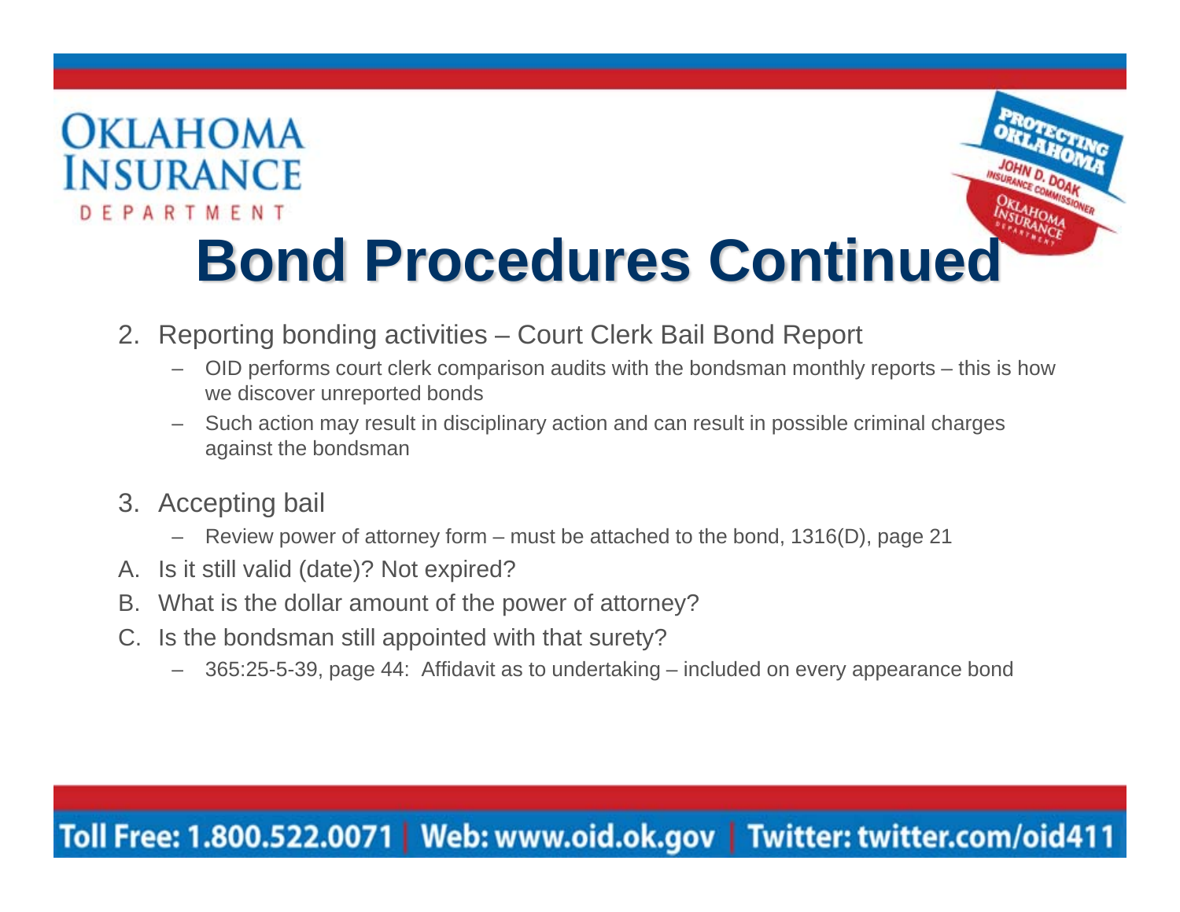# Bond Procedures Continued

2. Reporting bonding activities – Court Clerk Bail Bond Report
   - OID performs court clerk comparison audits with the bondsman monthly reports – this is how we discover unreported bonds
   - Such action may result in disciplinary action and can result in possible criminal charges against the bondsman

3. Accepting bail
   - Review power of attorney form – must be attached to the bond, 1316(D), page 21

A. Is it still valid (date)? Not expired?

B. What is the dollar amount of the power of attorney?

C. Is the bondsman still appointed with that surety?

   - 365:25-5-39, page 44: Affidavit as to undertaking – included on every appearance bond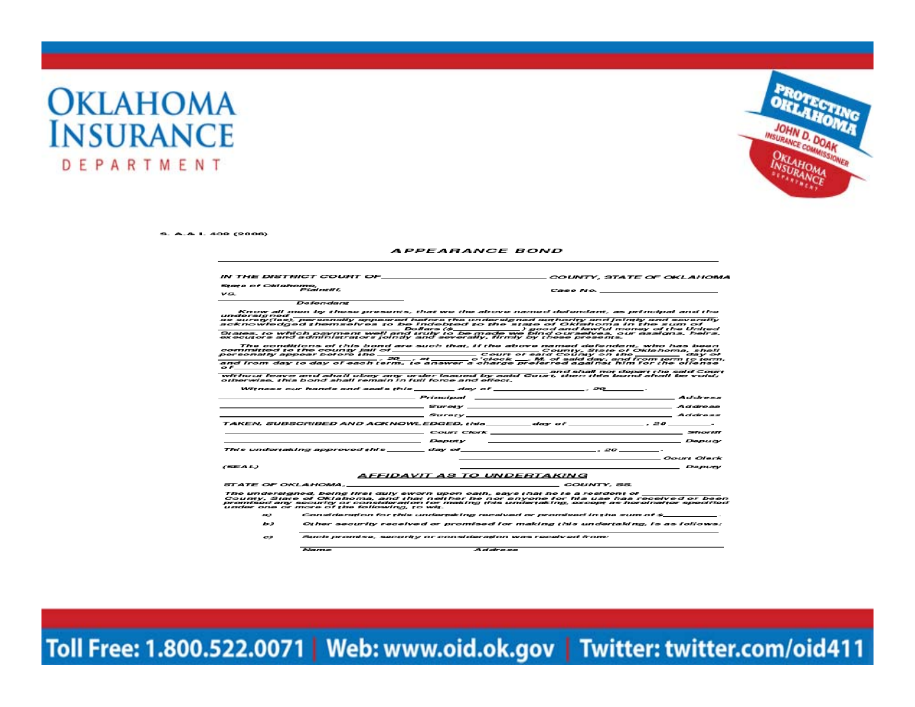S. A.& I. 409 (2006)

# APPEARANCE BOND

IN THE DISTRICT COURT OF \_\_\_\_\_\_\_\_\_\_\_\_\_\_\_\_\_\_\_\_ COUNTY, STATE OF OKLAHOMA

State of Oklahoma,
Plaintiff,
vs.
Case No. \_\_\_\_\_\_\_\_\_\_\_\_\_\_\_\_

\_\_\_\_\_\_\_\_\_\_\_\_\_\_\_\_\_\_\_\_
Defendant

Know all men by these presents, that we the above named defendant, as principal and the undersigned \_\_\_\_\_\_\_\_\_\_\_\_\_\_\_\_\_\_\_\_ as surety(ies), personally appeared before the undersigned authority and jointly and severally acknowledged themselves to be indebted to the state of Oklahoma in the sum of \_\_\_\_\_\_\_\_\_\_\_\_\_\_\_\_ Dollars ($\_\_\_\_\_\_\_\_\_\_) good and lawful money of the United States, to which payment well and truly to be made we bind ourselves, our assigns, heirs, executors and administrators jointly and severally, firmly by these presents.

The conditions of this bond are such that, if the above named defendant, who has been committed to the county jail of \_\_\_\_\_\_\_\_\_\_ County, State of Oklahoma, shall personally appear before the \_\_\_\_\_\_\_\_\_\_ Court of said County on the \_\_\_\_\_\_\_\_ day of \_\_\_\_\_\_\_\_, 20\_\_\_, at \_\_\_\_\_\_\_\_ o'clock \_\_\_ M. of said day, and from term to term, and from day to day of each term, to answer a charge preferred against him for the offense of \_\_\_\_\_\_\_\_\_\_\_\_\_\_\_\_\_\_\_\_ and shall not depart the said Court without leave and shall obey any order issued by said Court, then this bond shall be void; otherwise, this bond shall remain in full force and effect.

Witness our hands and seals this \_\_\_\_\_\_\_\_ day of \_\_\_\_\_\_\_\_\_\_\_\_\_\_\_\_, 20\_\_\_\_\_\_\_\_.

\_\_\_\_\_\_\_\_\_\_\_\_\_\_\_\_\_\_\_\_ Principal \_\_\_\_\_\_\_\_\_\_\_\_\_\_\_\_\_\_\_\_ Address

\_\_\_\_\_\_\_\_\_\_\_\_\_\_\_\_\_\_\_\_ Surety \_\_\_\_\_\_\_\_\_\_\_\_\_\_\_\_\_\_\_\_ Address

\_\_\_\_\_\_\_\_\_\_\_\_\_\_\_\_\_\_\_\_ Surety \_\_\_\_\_\_\_\_\_\_\_\_\_\_\_\_\_\_\_\_ Address

TAKEN, SUBSCRIBED AND ACKNOWLEDGED, this \_\_\_\_\_\_\_\_ day of \_\_\_\_\_\_\_\_\_\_\_\_\_\_\_\_, 20\_\_\_\_\_\_\_\_.

\_\_\_\_\_\_\_\_\_\_\_\_\_\_\_\_\_\_\_\_ Court Clerk \_\_\_\_\_\_\_\_\_\_\_\_\_\_\_\_\_\_\_\_ Sheriff

\_\_\_\_\_\_\_\_\_\_\_\_\_\_\_\_\_\_\_\_ Deputy \_\_\_\_\_\_\_\_\_\_\_\_\_\_\_\_\_\_\_\_ Deputy

This undertaking approved this \_\_\_\_\_\_\_\_ day of \_\_\_\_\_\_\_\_\_\_\_\_\_\_\_\_, 20\_\_\_\_\_\_\_\_.

\_\_\_\_\_\_\_\_\_\_\_\_\_\_\_\_\_\_\_\_ Court Clerk

(SEAL) \_\_\_\_\_\_\_\_\_\_\_\_\_\_\_\_\_\_\_\_ Deputy

## AFFIDAVIT AS TO UNDERTAKING

STATE OF OKLAHOMA, \_\_\_\_\_\_\_\_\_\_\_\_\_\_\_\_\_\_\_\_ COUNTY, SS.

The undersigned, being first duly sworn upon oath, says that he is a resident of \_\_\_\_\_\_\_\_\_\_\_\_\_\_\_\_ County, State of Oklahoma, and that neither he nor anyone for his use has received or been promised any security or consideration for making this undertaking, except as hereinafter specified under one or more of the following, to wit:

a) Consideration for this undertaking received or promised in the sum of $\_\_\_\_\_\_\_\_\_\_.

b) Other security received or promised for making this undertaking, is as follows: \_\_\_\_\_\_\_\_\_\_\_\_\_\_\_\_\_\_\_\_

c) Such promise, security or consideration was received from:

\_\_\_\_\_\_\_\_\_\_\_\_\_\_\_\_\_\_\_\_
Name Address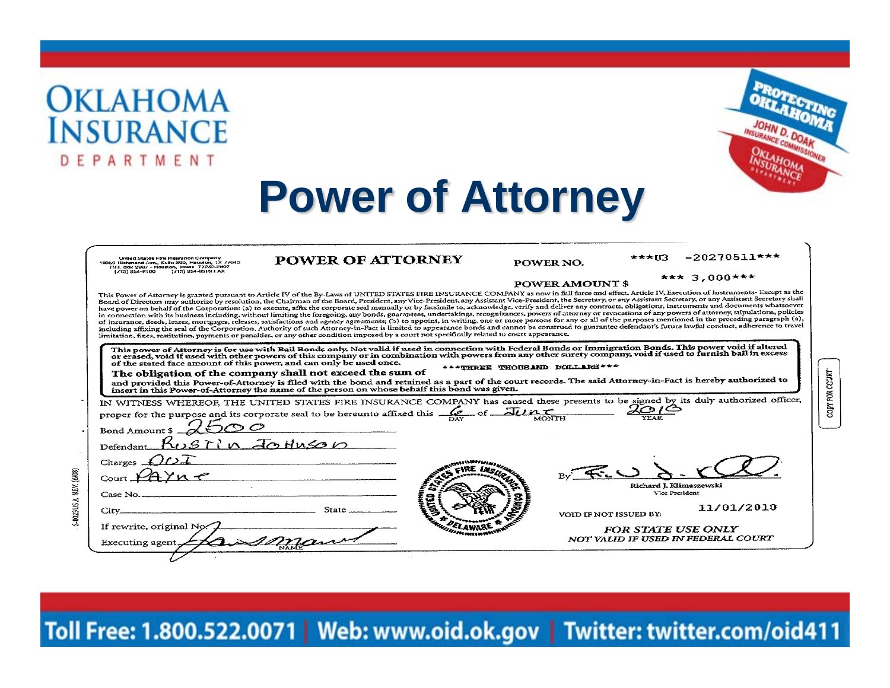# Power of Attorney

United States Fire Insurance Company
10350 Richmond Ave., Suite 300, Houston, TX 77042
P.O. Box 2807 - Houston, Texas 77252-2807
(713) 954-8100 (713) 954-8181 FAX

## POWER OF ATTORNEY

POWER NO. ***U3 -20270511***

POWER AMOUNT $ *** 3,000***

This Power of Attorney is granted pursuant to Article IV of the By-Laws of UNITED STATES FIRE INSURANCE COMPANY as now in full force and effect. Article IV, Execution of Instruments- Except as the Board of Directors may authorize by resolution, the Chairman of the Board, President, any Vice-President, any Assistant Vice-President, the Secretary, or any Assistant Secretary, or any Assistant Secretary shall have power on behalf of the Corporation: (a) to execute, affix the corporate seal manually or by facsimile to, acknowledge, verify and deliver any contracts, obligations, instruments and documents whatsoever in connection with its business including, without limiting the foregoing, any bonds, guarantees, undertakings, recognizances, powers of attorney or revocations of any powers of attorney, stipulations, policies of insurance, deeds, leases, mortgages, releases, satisfactions and agency agreements; (b) to appoint, in writing, one or more persons for any or all of the purposes mentioned in the preceding paragraph (a), including affixing the seal of the Corporation. Authority of such Attorney-in-Fact is limited to appearance bonds and cannot be construed to guarantee defendant's future lawful conduct, adherence to travel limitation, fines, restitution, payments or penalties, or any other condition imposed by a court not specifically related to court appearance.

**This power of Attorney is for use with Bail Bonds only. Not valid if used in connection with Federal Bonds or Immigration Bonds. This power void if altered or erased, void if used with other powers of this company or in combination with powers from any other surety company, void if used to furnish bail in excess of the stated face amount of this power, and can only be used once.**

**The obligation of the company shall not exceed the sum of** ***THREE THOUSAND DOLLARS***

**and provided this Power-of-Attorney is filed with the bond and retained as a part of the court records. The said Attorney-in-Fact is hereby authorized to insert in this Power-of-Attorney the name of the person on whose behalf this bond was given.**

IN WITNESS WHEREOF, THE UNITED STATES FIRE INSURANCE COMPANY has caused these presents to be signed by its duly authorized officer, proper for the purpose and its corporate seal to be hereunto affixed this 6 (DAY) of June (MONTH) 2010 (YEAR)

Bond Amount $ 2500

Defendant Rustin Johnson

Charges DUI

Court Payne

Case No.

City ______ State ______

If rewrite, original No.

Executing agent (NAME)

By Richard J. Klimaszewski, Vice President

VOID IF NOT ISSUED BY: 11/01/2010

*FOR STATE USE ONLY*

*NOT VALID IF USED IN FEDERAL COURT*

COPY FOR COURT

S-4023US A REV. (6/08)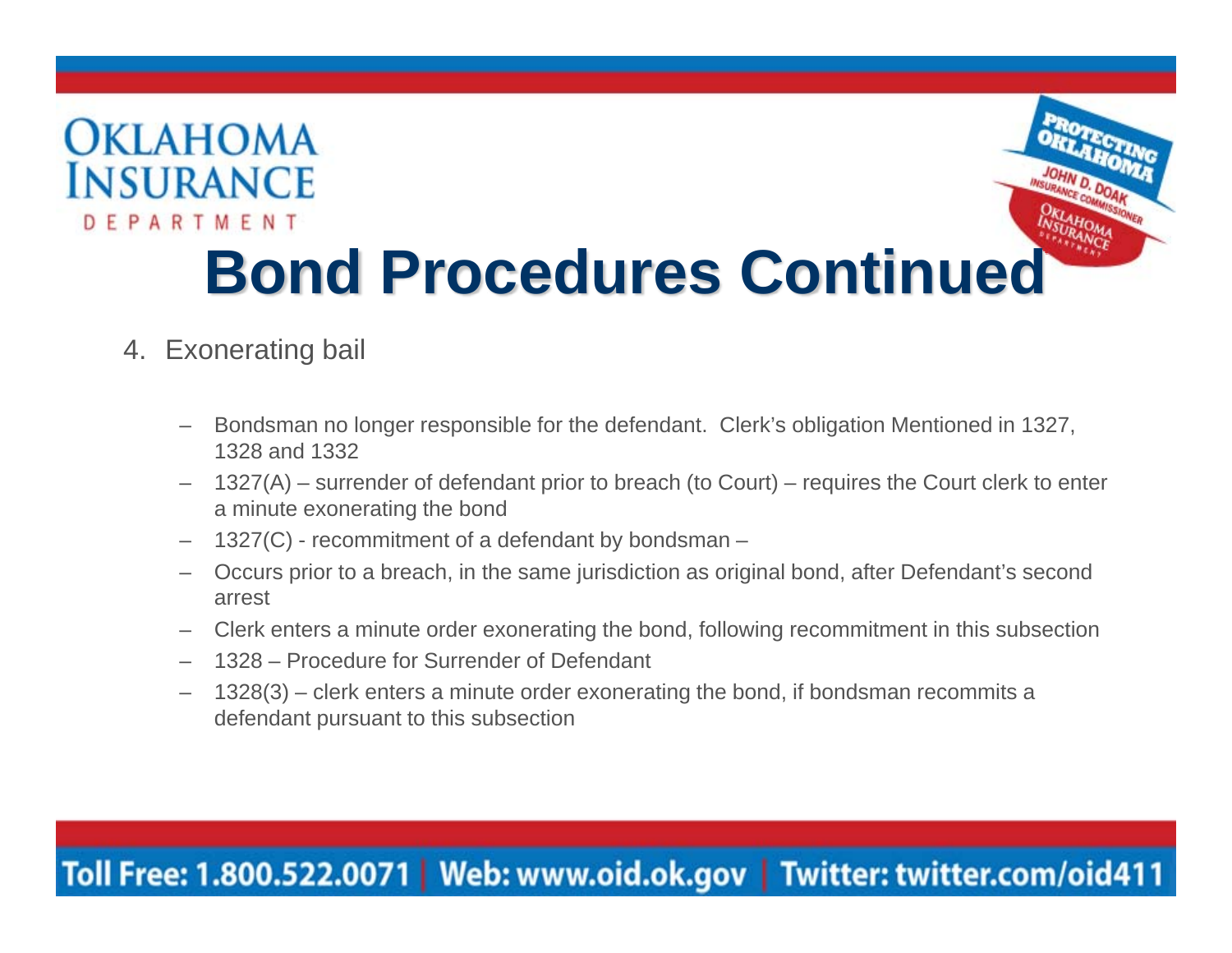# Bond Procedures Continued

4. Exonerating bail

   - Bondsman no longer responsible for the defendant. Clerk's obligation Mentioned in 1327, 1328 and 1332
   - 1327(A) – surrender of defendant prior to breach (to Court) – requires the Court clerk to enter a minute exonerating the bond
   - 1327(C) - recommitment of a defendant by bondsman –
   - Occurs prior to a breach, in the same jurisdiction as original bond, after Defendant's second arrest
   - Clerk enters a minute order exonerating the bond, following recommitment in this subsection
   - 1328 – Procedure for Surrender of Defendant
   - 1328(3) – clerk enters a minute order exonerating the bond, if bondsman recommits a defendant pursuant to this subsection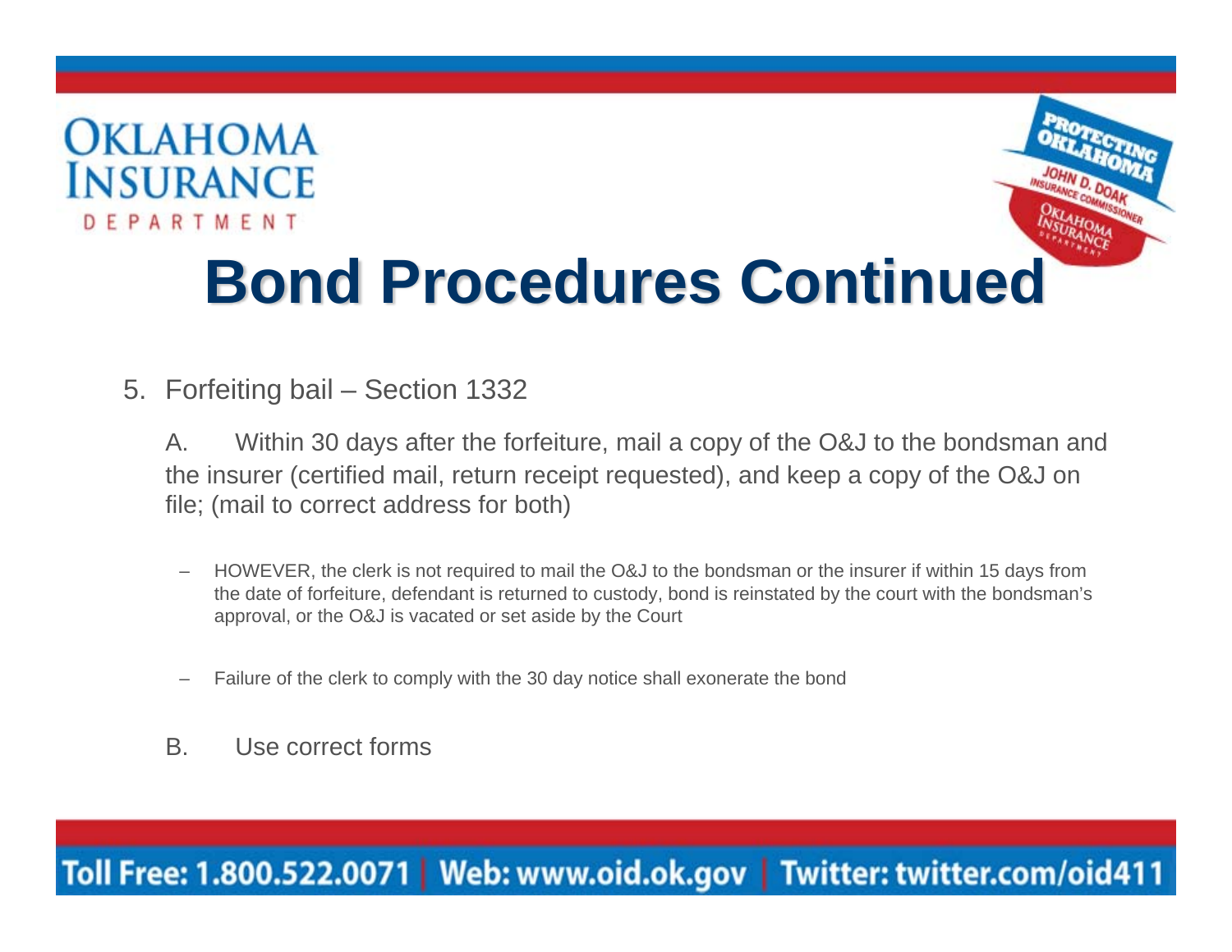# Bond Procedures Continued

5. Forfeiting bail – Section 1332

   A. Within 30 days after the forfeiture, mail a copy of the O&J to the bondsman and the insurer (certified mail, return receipt requested), and keep a copy of the O&J on file; (mail to correct address for both)

   - HOWEVER, the clerk is not required to mail the O&J to the bondsman or the insurer if within 15 days from the date of forfeiture, defendant is returned to custody, bond is reinstated by the court with the bondsman's approval, or the O&J is vacated or set aside by the Court
   - Failure of the clerk to comply with the 30 day notice shall exonerate the bond

   B. Use correct forms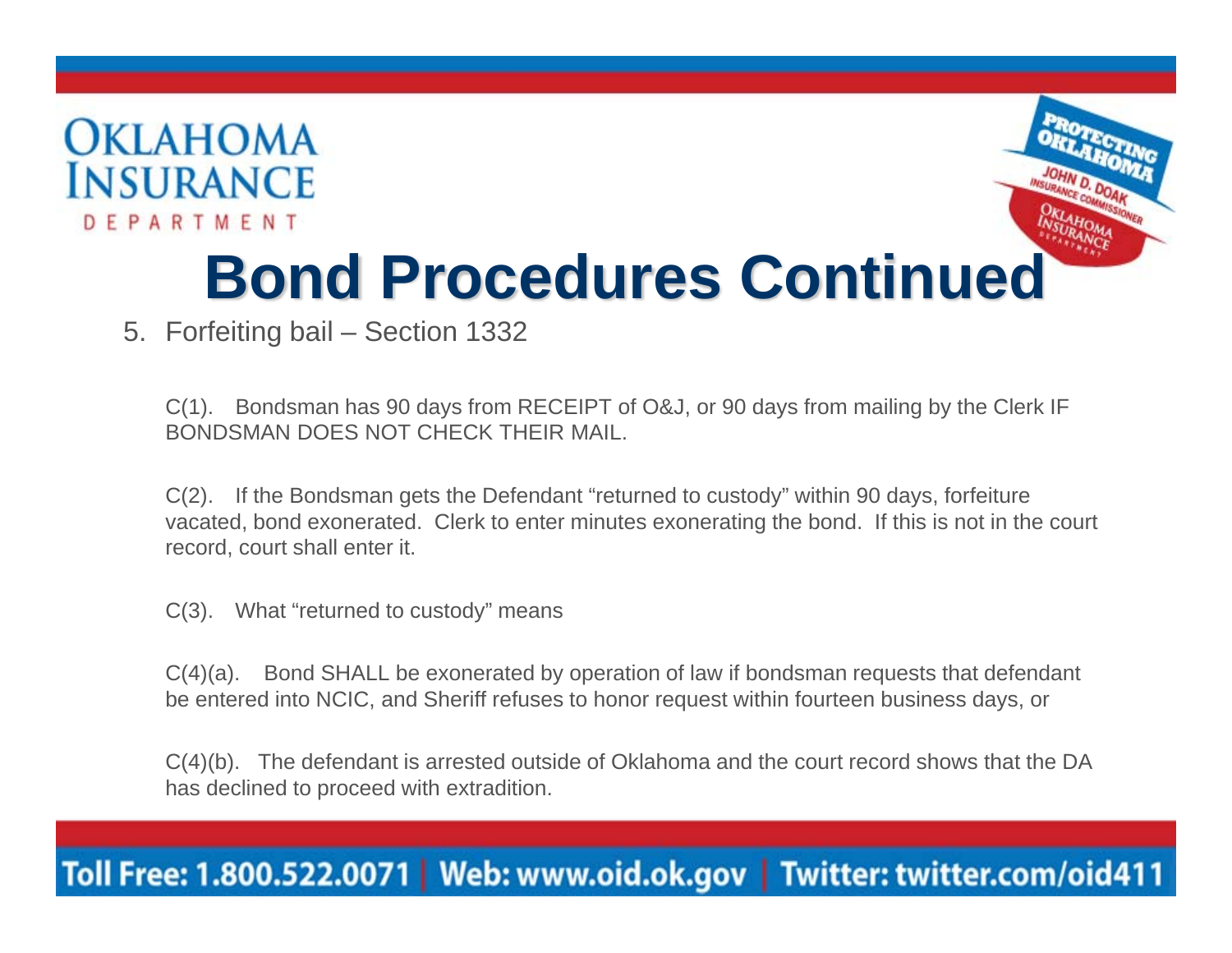# Bond Procedures Continued

5. Forfeiting bail – Section 1332

C(1). Bondsman has 90 days from RECEIPT of O&J, or 90 days from mailing by the Clerk IF BONDSMAN DOES NOT CHECK THEIR MAIL.

C(2). If the Bondsman gets the Defendant "returned to custody" within 90 days, forfeiture vacated, bond exonerated. Clerk to enter minutes exonerating the bond. If this is not in the court record, court shall enter it.

C(3). What "returned to custody" means

C(4)(a). Bond SHALL be exonerated by operation of law if bondsman requests that defendant be entered into NCIC, and Sheriff refuses to honor request within fourteen business days, or

C(4)(b). The defendant is arrested outside of Oklahoma and the court record shows that the DA has declined to proceed with extradition.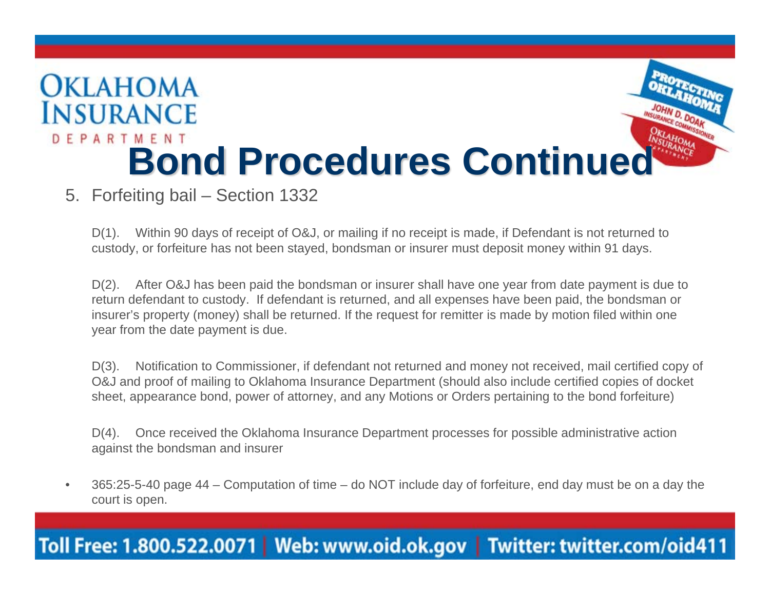# Bond Procedures Continued

5. Forfeiting bail – Section 1332

D(1). Within 90 days of receipt of O&J, or mailing if no receipt is made, if Defendant is not returned to custody, or forfeiture has not been stayed, bondsman or insurer must deposit money within 91 days.

D(2). After O&J has been paid the bondsman or insurer shall have one year from date payment is due to return defendant to custody. If defendant is returned, and all expenses have been paid, the bondsman or insurer's property (money) shall be returned. If the request for remitter is made by motion filed within one year from the date payment is due.

D(3). Notification to Commissioner, if defendant not returned and money not received, mail certified copy of O&J and proof of mailing to Oklahoma Insurance Department (should also include certified copies of docket sheet, appearance bond, power of attorney, and any Motions or Orders pertaining to the bond forfeiture)

D(4). Once received the Oklahoma Insurance Department processes for possible administrative action against the bondsman and insurer

- 365:25-5-40 page 44 – Computation of time – do NOT include day of forfeiture, end day must be on a day the court is open.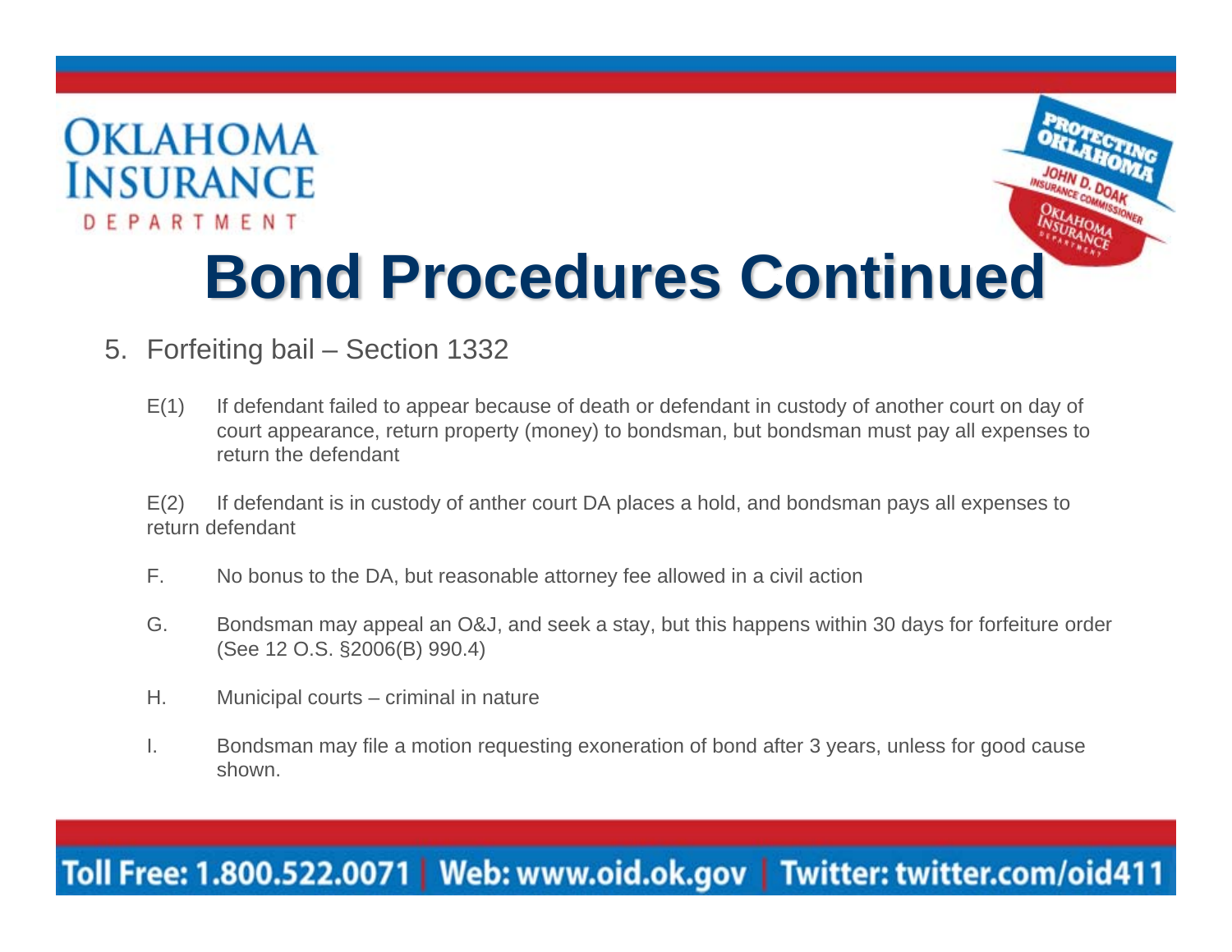# Bond Procedures Continued

5. Forfeiting bail – Section 1332

E(1) If defendant failed to appear because of death or defendant in custody of another court on day of court appearance, return property (money) to bondsman, but bondsman must pay all expenses to return the defendant

E(2) If defendant is in custody of anther court DA places a hold, and bondsman pays all expenses to return defendant

F. No bonus to the DA, but reasonable attorney fee allowed in a civil action

G. Bondsman may appeal an O&J, and seek a stay, but this happens within 30 days for forfeiture order (See 12 O.S. §2006(B) 990.4)

H. Municipal courts – criminal in nature

I. Bondsman may file a motion requesting exoneration of bond after 3 years, unless for good cause shown.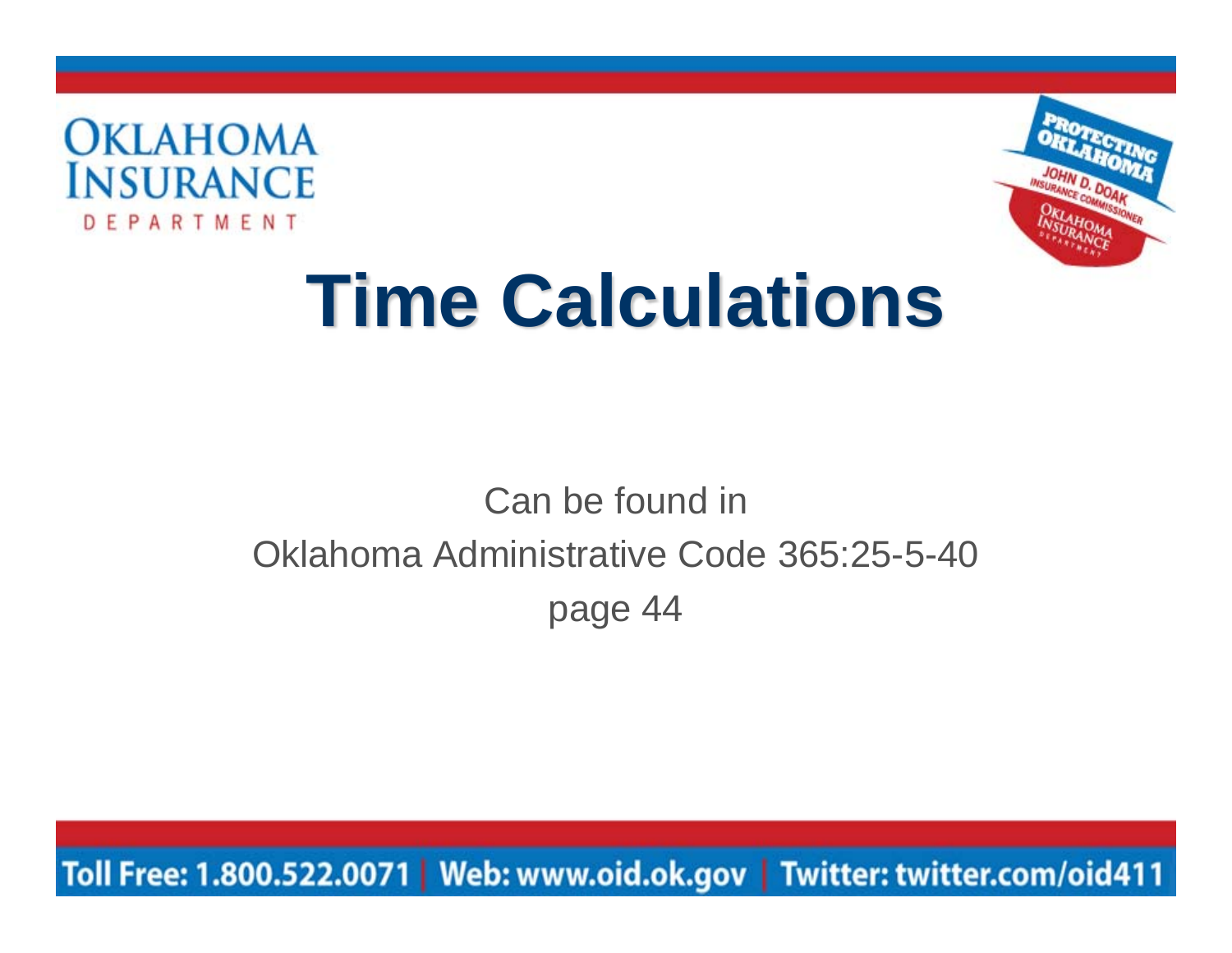# Time Calculations

Can be found in

Oklahoma Administrative Code 365:25-5-40

page 44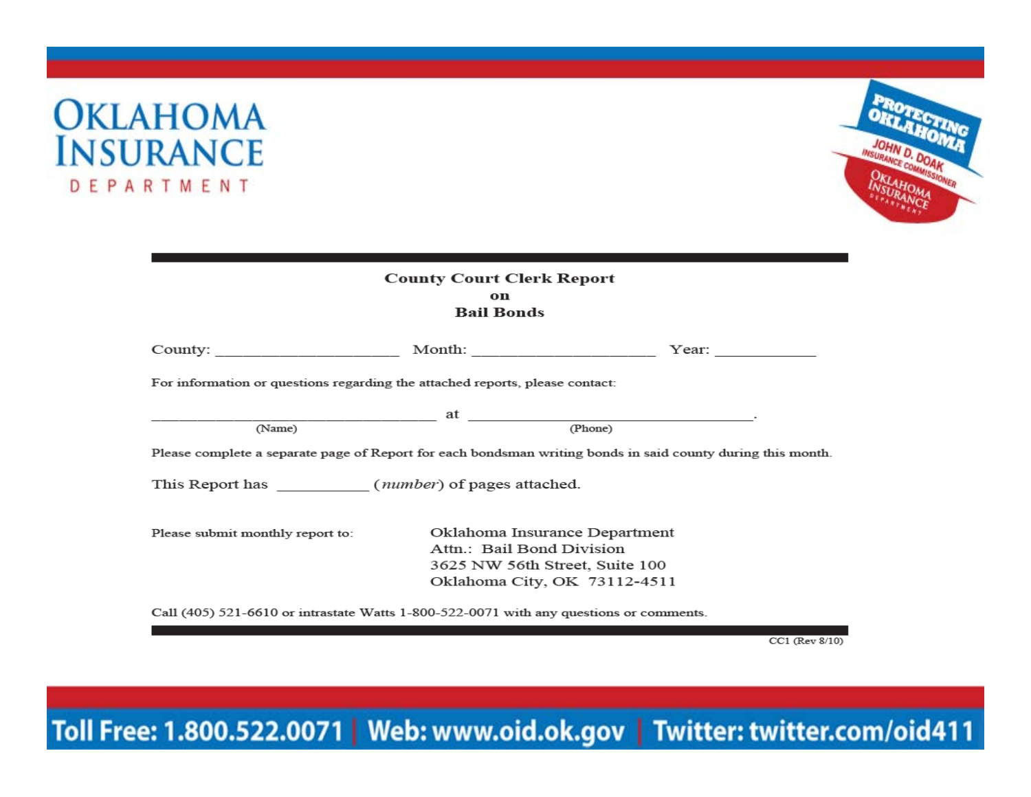# Oklahoma Insurance Department

PROTECTING OKLAHOMA
JOHN D. DOAK
INSURANCE COMMISSIONER
OKLAHOMA INSURANCE DEPARTMENT

## County Court Clerk Report on Bail Bonds

County: ______________________ Month: ______________________ Year: ___________

For information or questions regarding the attached reports, please contact:

__________________________________ at __________________________________.
(Name) (Phone)

Please complete a separate page of Report for each bondsman writing bonds in said county during this month.

This Report has __________ (*number*) of pages attached.

Please submit monthly report to:

Oklahoma Insurance Department
Attn.: Bail Bond Division
3625 NW 56th Street, Suite 100
Oklahoma City, OK 73112-4511

Call (405) 521-6610 or intrastate Watts 1-800-522-0071 with any questions or comments.

CC1 (Rev 8/10)

Toll Free: 1.800.522.0071 | Web: www.oid.ok.gov | Twitter: twitter.com/oid411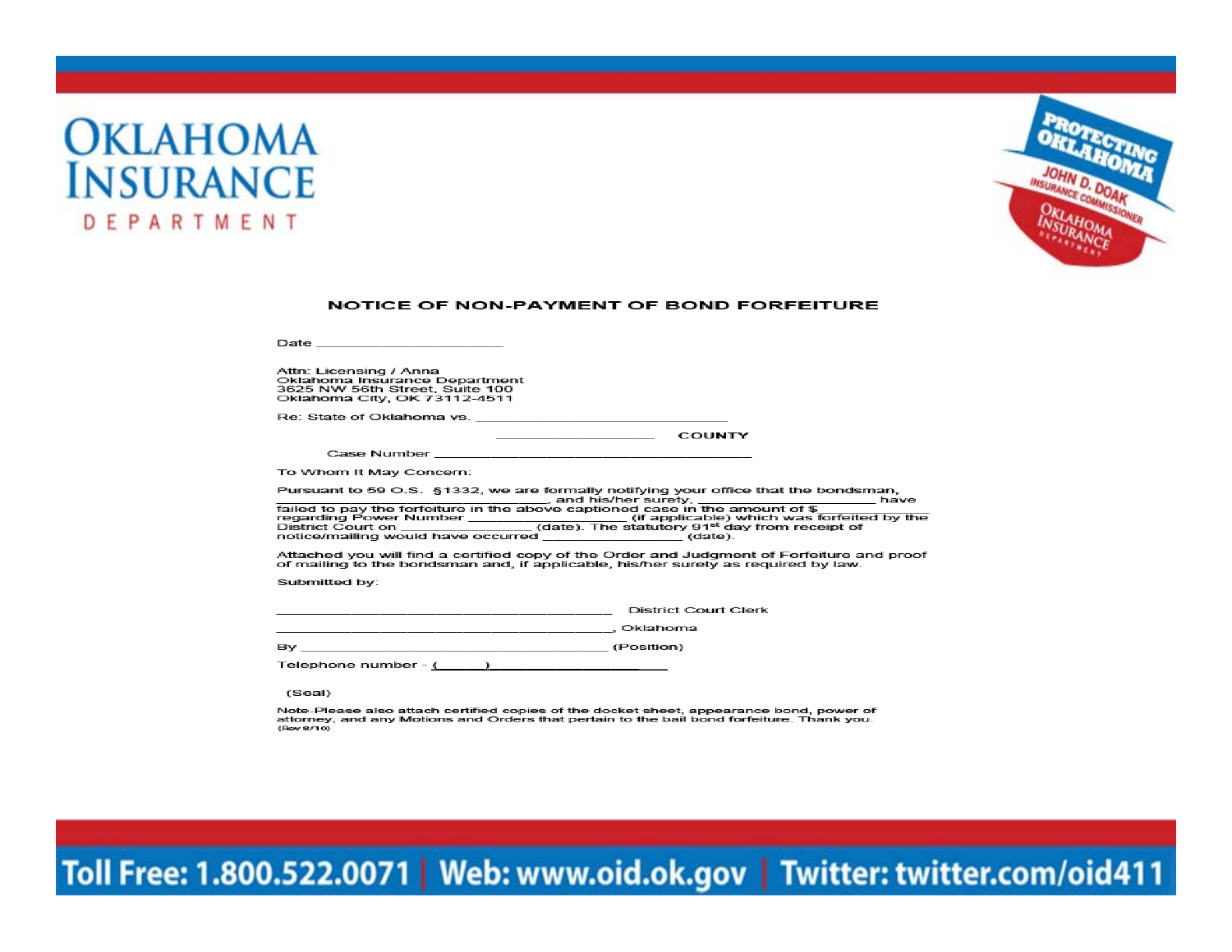OKLAHOMA INSURANCE DEPARTMENT

PROTECTING OKLAHOMA
JOHN D. DOAK
INSURANCE COMMISSIONER
OKLAHOMA INSURANCE DEPARTMENT

## NOTICE OF NON-PAYMENT OF BOND FORFEITURE

Date ______________________

Attn: Licensing / Anna
Oklahoma Insurance Department
3625 NW 56th Street, Suite 100
Oklahoma City, OK 73112-4511

Re: State of Oklahoma vs. ______________________________

____________________ COUNTY

Case Number ______________________________________

To Whom It May Concern:

Pursuant to 59 O.S. §1332, we are formally notifying your office that the bondsman, ______________________________, and his/her surety, ______________________ have failed to pay the forfeiture in the above captioned case in the amount of $____________ regarding Power Number ______________ (if applicable) which was forfeited by the District Court on ________________ (date). The statutory 91st day from receipt of notice/mailing would have occurred ________________ (date).

Attached you will find a certified copy of the Order and Judgment of Forfeiture and proof of mailing to the bondsman and, if applicable, his/her surety as required by law.

Submitted by:

______________________________________ District Court Clerk

______________________________________, Oklahoma

By __________________________________ (Position)

Telephone number - (______)______________________

(Seal)

Note-Please also attach certified copies of the docket sheet, appearance bond, power of attorney, and any Motions and Orders that pertain to the bail bond forfeiture. Thank you.
(Rev 8/10)

Toll Free: 1.800.522.0071 | Web: www.oid.ok.gov | Twitter: twitter.com/oid411